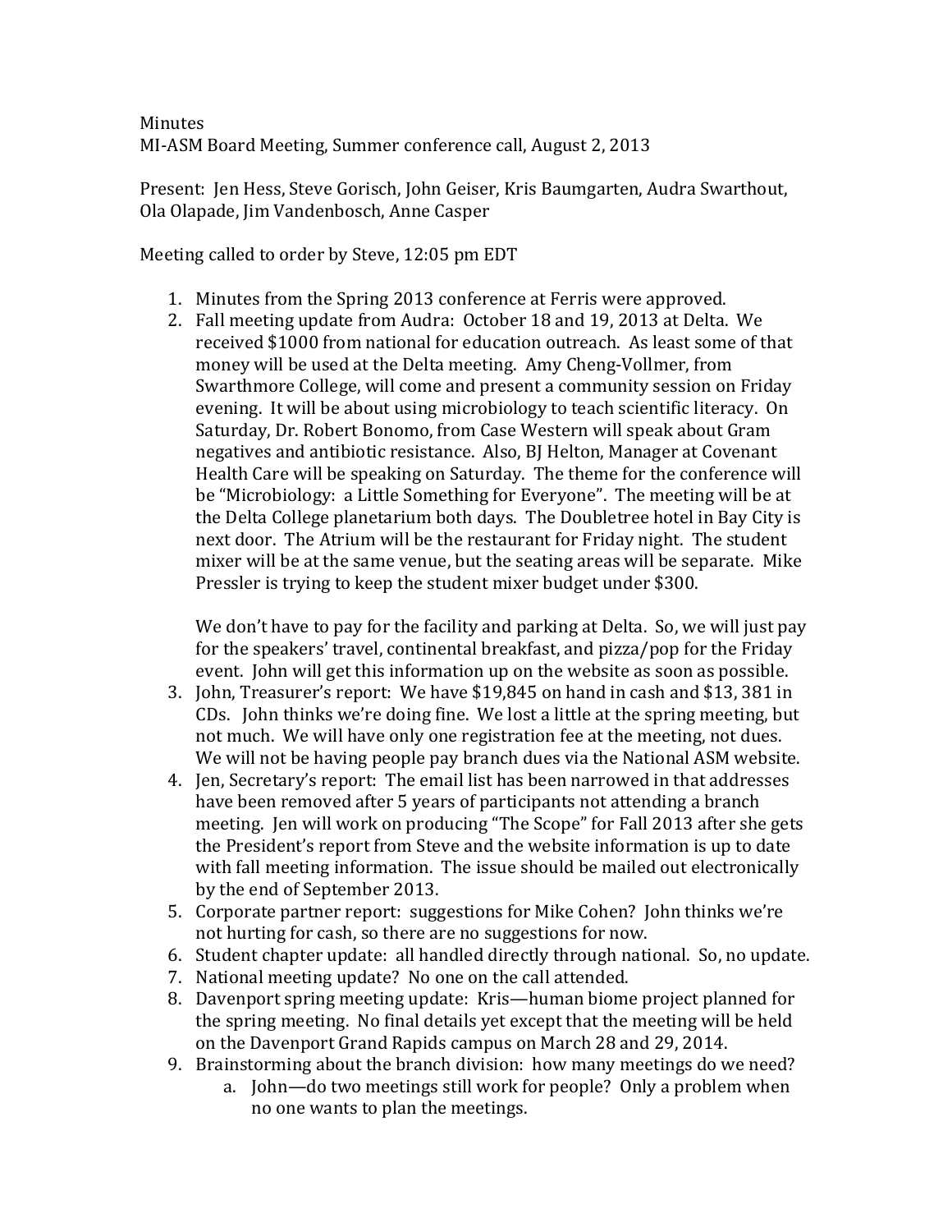Minutes

MI-ASM Board Meeting, Summer conference call, August 2, 2013

Present: Jen Hess, Steve Gorisch, John Geiser, Kris Baumgarten, Audra Swarthout, Ola Olapade, Jim Vandenbosch, Anne Casper

Meeting called to order by Steve, 12:05 pm EDT

1. Minutes from the Spring 2013 conference at Ferris were approved.
2. Fall meeting update from Audra: October 18 and 19, 2013 at Delta. We received $1000 from national for education outreach. As least some of that money will be used at the Delta meeting. Amy Cheng-Vollmer, from Swarthmore College, will come and present a community session on Friday evening. It will be about using microbiology to teach scientific literacy. On Saturday, Dr. Robert Bonomo, from Case Western will speak about Gram negatives and antibiotic resistance. Also, BJ Helton, Manager at Covenant Health Care will be speaking on Saturday. The theme for the conference will be "Microbiology: a Little Something for Everyone". The meeting will be at the Delta College planetarium both days. The Doubletree hotel in Bay City is next door. The Atrium will be the restaurant for Friday night. The student mixer will be at the same venue, but the seating areas will be separate. Mike Pressler is trying to keep the student mixer budget under $300.

   We don't have to pay for the facility and parking at Delta. So, we will just pay for the speakers' travel, continental breakfast, and pizza/pop for the Friday event. John will get this information up on the website as soon as possible.
3. John, Treasurer's report: We have $19,845 on hand in cash and $13, 381 in CDs. John thinks we're doing fine. We lost a little at the spring meeting, but not much. We will have only one registration fee at the meeting, not dues. We will not be having people pay branch dues via the National ASM website.
4. Jen, Secretary's report: The email list has been narrowed in that addresses have been removed after 5 years of participants not attending a branch meeting. Jen will work on producing "The Scope" for Fall 2013 after she gets the President's report from Steve and the website information is up to date with fall meeting information. The issue should be mailed out electronically by the end of September 2013.
5. Corporate partner report: suggestions for Mike Cohen? John thinks we're not hurting for cash, so there are no suggestions for now.
6. Student chapter update: all handled directly through national. So, no update.
7. National meeting update? No one on the call attended.
8. Davenport spring meeting update: Kris—human biome project planned for the spring meeting. No final details yet except that the meeting will be held on the Davenport Grand Rapids campus on March 28 and 29, 2014.
9. Brainstorming about the branch division: how many meetings do we need?
   a. John—do two meetings still work for people? Only a problem when no one wants to plan the meetings.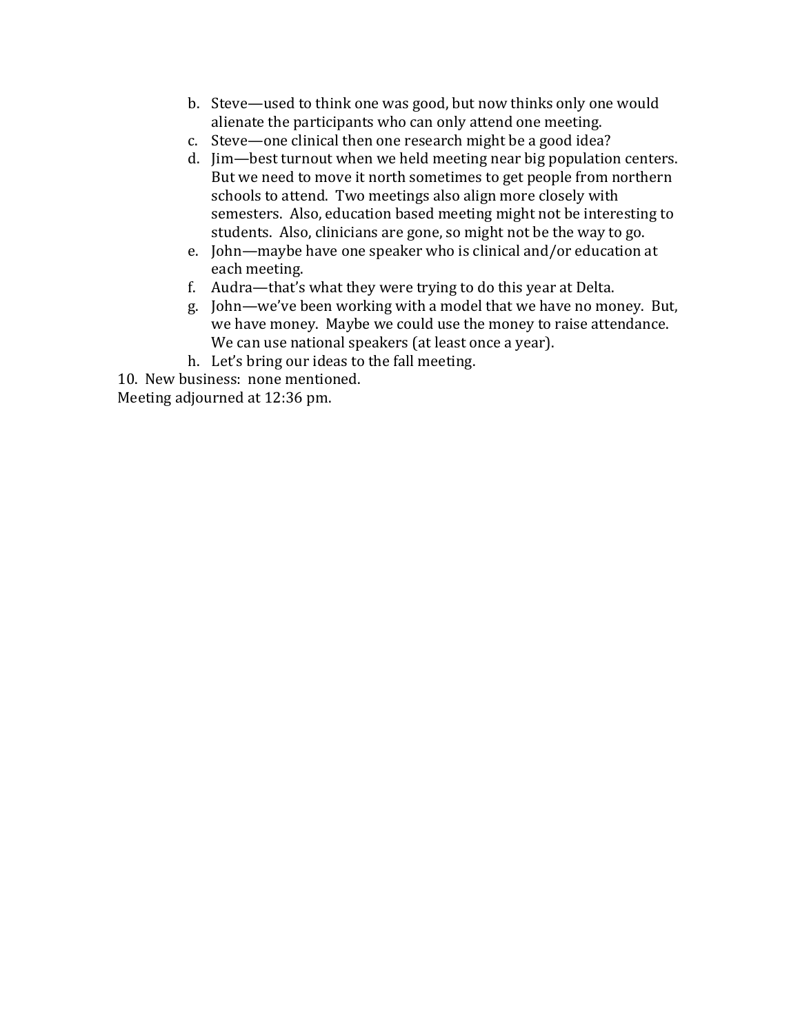b. Steve—used to think one was good, but now thinks only one would alienate the participants who can only attend one meeting.
c. Steve—one clinical then one research might be a good idea?
d. Jim—best turnout when we held meeting near big population centers. But we need to move it north sometimes to get people from northern schools to attend. Two meetings also align more closely with semesters. Also, education based meeting might not be interesting to students. Also, clinicians are gone, so might not be the way to go.
e. John—maybe have one speaker who is clinical and/or education at each meeting.
f. Audra—that's what they were trying to do this year at Delta.
g. John—we've been working with a model that we have no money. But, we have money. Maybe we could use the money to raise attendance. We can use national speakers (at least once a year).
h. Let's bring our ideas to the fall meeting.

10. New business: none mentioned.

Meeting adjourned at 12:36 pm.